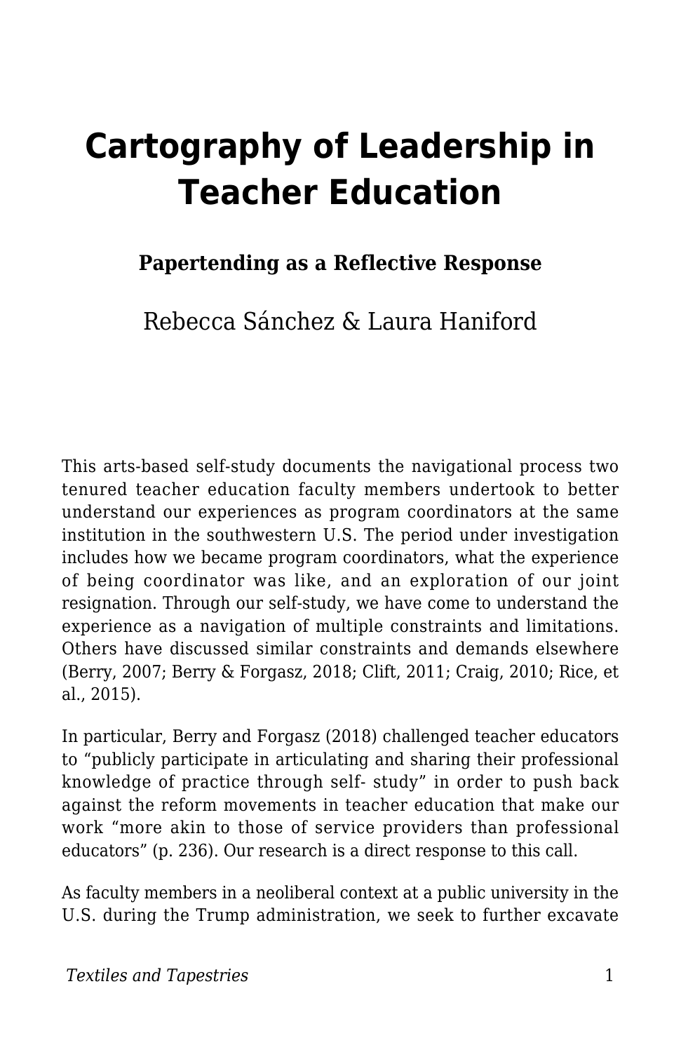# Cartography of Leadership in Teacher Education

**Papertending as a Reflective Response**

Rebecca Sánchez & Laura Haniford

This arts-based self-study documents the navigational process two tenured teacher education faculty members undertook to better understand our experiences as program coordinators at the same institution in the southwestern U.S. The period under investigation includes how we became program coordinators, what the experience of being coordinator was like, and an exploration of our joint resignation. Through our self-study, we have come to understand the experience as a navigation of multiple constraints and limitations. Others have discussed similar constraints and demands elsewhere (Berry, 2007; Berry & Forgasz, 2018; Clift, 2011; Craig, 2010; Rice, et al., 2015).

In particular, Berry and Forgasz (2018) challenged teacher educators to "publicly participate in articulating and sharing their professional knowledge of practice through self- study" in order to push back against the reform movements in teacher education that make our work "more akin to those of service providers than professional educators" (p. 236). Our research is a direct response to this call.

As faculty members in a neoliberal context at a public university in the U.S. during the Trump administration, we seek to further excavate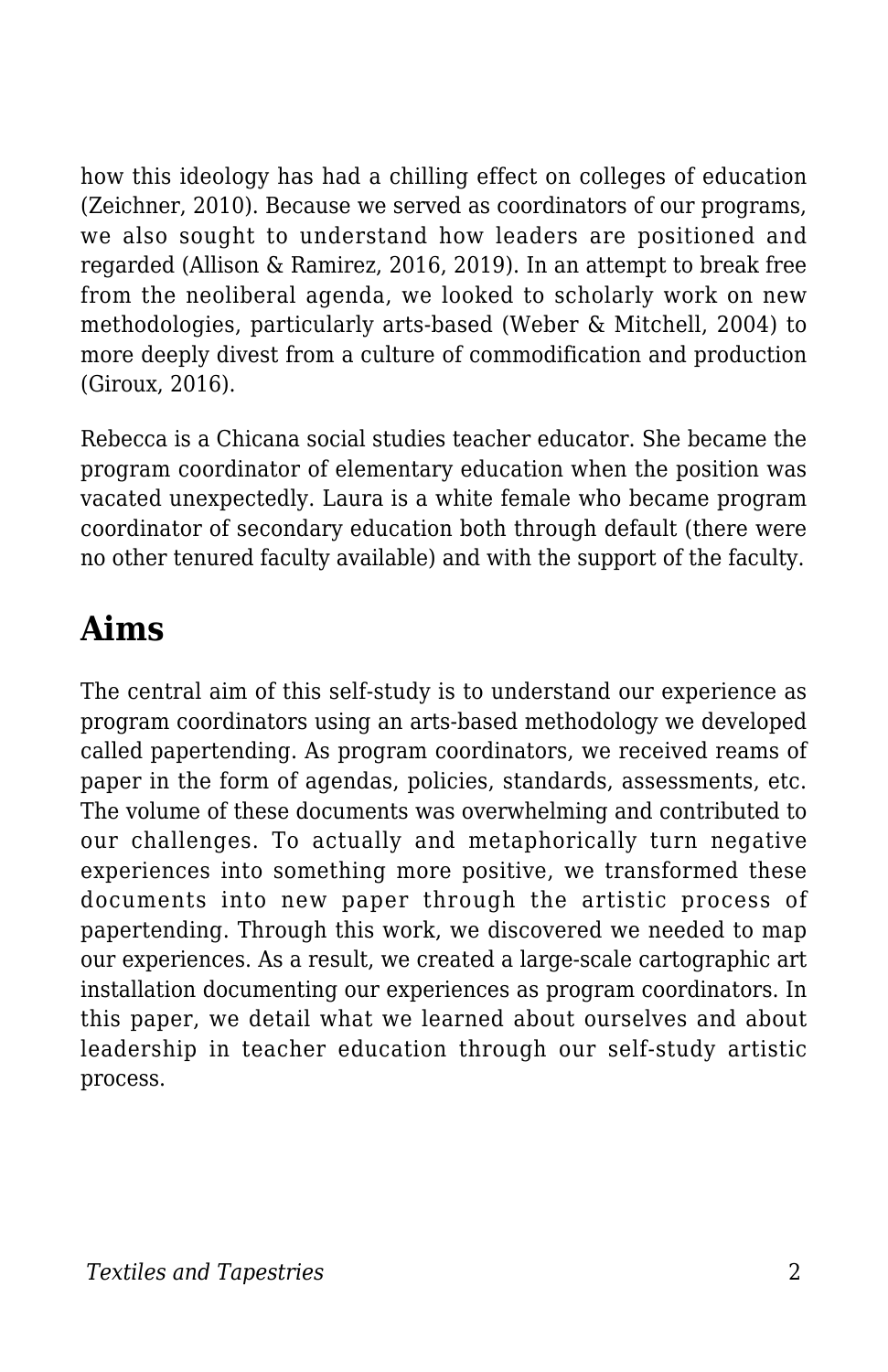how this ideology has had a chilling effect on colleges of education (Zeichner, 2010). Because we served as coordinators of our programs, we also sought to understand how leaders are positioned and regarded (Allison & Ramirez, 2016, 2019). In an attempt to break free from the neoliberal agenda, we looked to scholarly work on new methodologies, particularly arts-based (Weber & Mitchell, 2004) to more deeply divest from a culture of commodification and production (Giroux, 2016).

Rebecca is a Chicana social studies teacher educator. She became the program coordinator of elementary education when the position was vacated unexpectedly. Laura is a white female who became program coordinator of secondary education both through default (there were no other tenured faculty available) and with the support of the faculty.

## Aims

The central aim of this self-study is to understand our experience as program coordinators using an arts-based methodology we developed called papertending. As program coordinators, we received reams of paper in the form of agendas, policies, standards, assessments, etc. The volume of these documents was overwhelming and contributed to our challenges. To actually and metaphorically turn negative experiences into something more positive, we transformed these documents into new paper through the artistic process of papertending. Through this work, we discovered we needed to map our experiences. As a result, we created a large-scale cartographic art installation documenting our experiences as program coordinators. In this paper, we detail what we learned about ourselves and about leadership in teacher education through our self-study artistic process.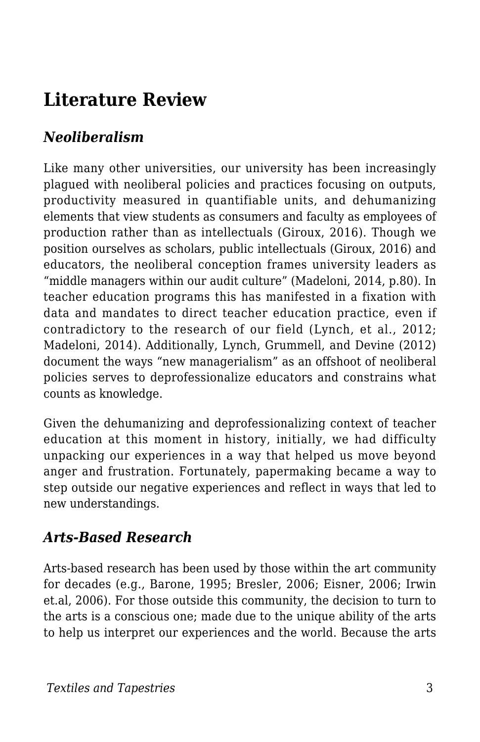## Literature Review

### *Neoliberalism*

Like many other universities, our university has been increasingly plagued with neoliberal policies and practices focusing on outputs, productivity measured in quantifiable units, and dehumanizing elements that view students as consumers and faculty as employees of production rather than as intellectuals (Giroux, 2016). Though we position ourselves as scholars, public intellectuals (Giroux, 2016) and educators, the neoliberal conception frames university leaders as "middle managers within our audit culture" (Madeloni, 2014, p.80). In teacher education programs this has manifested in a fixation with data and mandates to direct teacher education practice, even if contradictory to the research of our field (Lynch, et al., 2012; Madeloni, 2014). Additionally, Lynch, Grummell, and Devine (2012) document the ways "new managerialism" as an offshoot of neoliberal policies serves to deprofessionalize educators and constrains what counts as knowledge.

Given the dehumanizing and deprofessionalizing context of teacher education at this moment in history, initially, we had difficulty unpacking our experiences in a way that helped us move beyond anger and frustration. Fortunately, papermaking became a way to step outside our negative experiences and reflect in ways that led to new understandings.

### *Arts-Based Research*

Arts-based research has been used by those within the art community for decades (e.g., Barone, 1995; Bresler, 2006; Eisner, 2006; Irwin et.al, 2006). For those outside this community, the decision to turn to the arts is a conscious one; made due to the unique ability of the arts to help us interpret our experiences and the world. Because the arts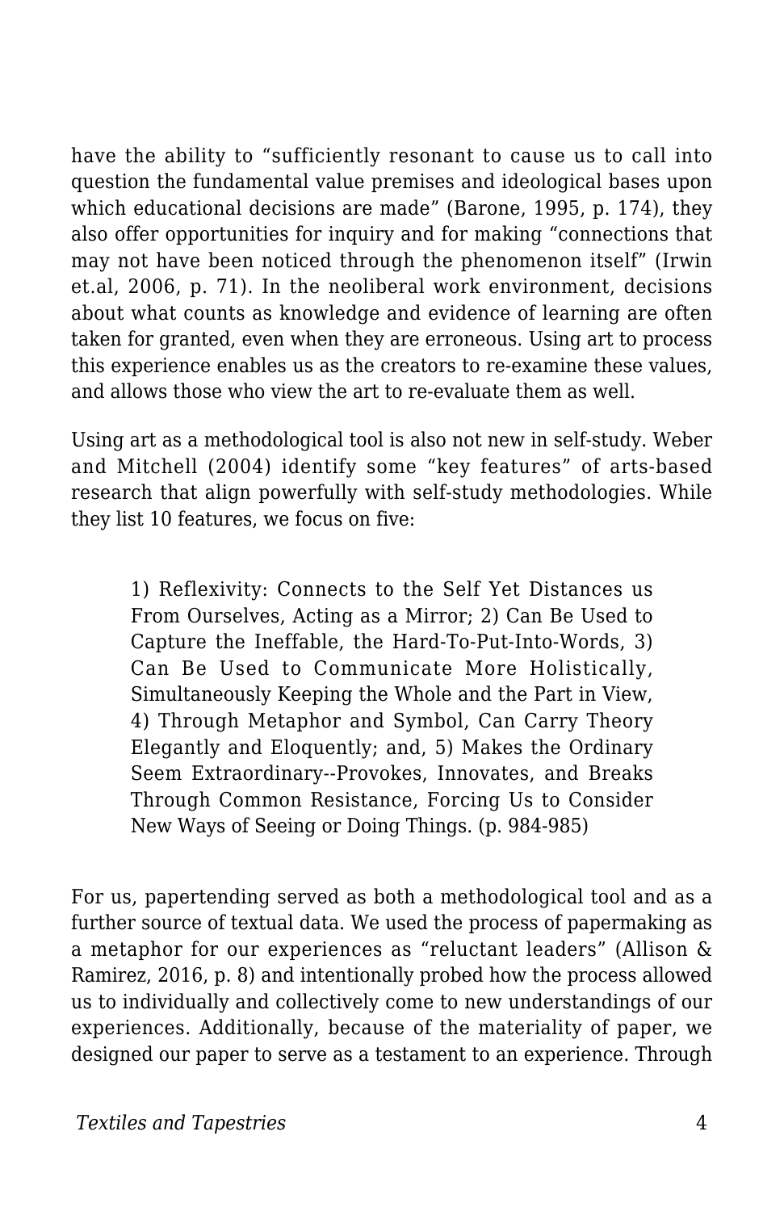have the ability to “sufficiently resonant to cause us to call into question the fundamental value premises and ideological bases upon which educational decisions are made” (Barone, 1995, p. 174), they also offer opportunities for inquiry and for making “connections that may not have been noticed through the phenomenon itself” (Irwin et.al, 2006, p. 71). In the neoliberal work environment, decisions about what counts as knowledge and evidence of learning are often taken for granted, even when they are erroneous. Using art to process this experience enables us as the creators to re-examine these values, and allows those who view the art to re-evaluate them as well.

Using art as a methodological tool is also not new in self-study. Weber and Mitchell (2004) identify some “key features” of arts-based research that align powerfully with self-study methodologies. While they list 10 features, we focus on five:

> 1) Reflexivity: Connects to the Self Yet Distances us From Ourselves, Acting as a Mirror; 2) Can Be Used to Capture the Ineffable, the Hard-To-Put-Into-Words, 3) Can Be Used to Communicate More Holistically, Simultaneously Keeping the Whole and the Part in View, 4) Through Metaphor and Symbol, Can Carry Theory Elegantly and Eloquently; and, 5) Makes the Ordinary Seem Extraordinary--Provokes, Innovates, and Breaks Through Common Resistance, Forcing Us to Consider New Ways of Seeing or Doing Things. (p. 984-985)

For us, papertending served as both a methodological tool and as a further source of textual data. We used the process of papermaking as a metaphor for our experiences as “reluctant leaders” (Allison & Ramirez, 2016, p. 8) and intentionally probed how the process allowed us to individually and collectively come to new understandings of our experiences. Additionally, because of the materiality of paper, we designed our paper to serve as a testament to an experience. Through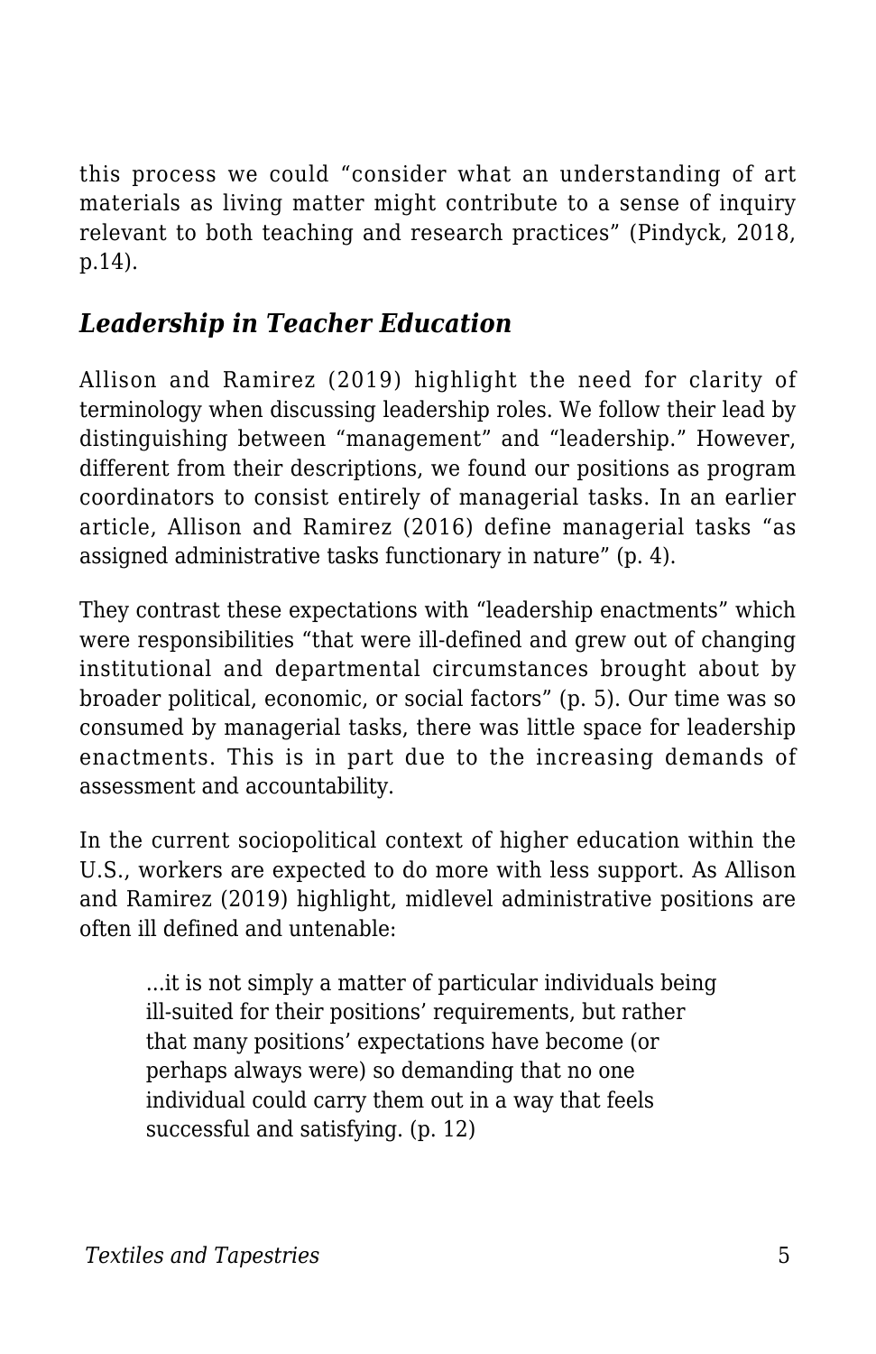this process we could "consider what an understanding of art materials as living matter might contribute to a sense of inquiry relevant to both teaching and research practices" (Pindyck, 2018, p.14).

### *Leadership in Teacher Education*

Allison and Ramirez (2019) highlight the need for clarity of terminology when discussing leadership roles. We follow their lead by distinguishing between "management" and "leadership." However, different from their descriptions, we found our positions as program coordinators to consist entirely of managerial tasks. In an earlier article, Allison and Ramirez (2016) define managerial tasks "as assigned administrative tasks functionary in nature" (p. 4).

They contrast these expectations with "leadership enactments" which were responsibilities "that were ill-defined and grew out of changing institutional and departmental circumstances brought about by broader political, economic, or social factors" (p. 5). Our time was so consumed by managerial tasks, there was little space for leadership enactments. This is in part due to the increasing demands of assessment and accountability.

In the current sociopolitical context of higher education within the U.S., workers are expected to do more with less support. As Allison and Ramirez (2019) highlight, midlevel administrative positions are often ill defined and untenable:

> ...it is not simply a matter of particular individuals being ill-suited for their positions' requirements, but rather that many positions' expectations have become (or perhaps always were) so demanding that no one individual could carry them out in a way that feels successful and satisfying. (p. 12)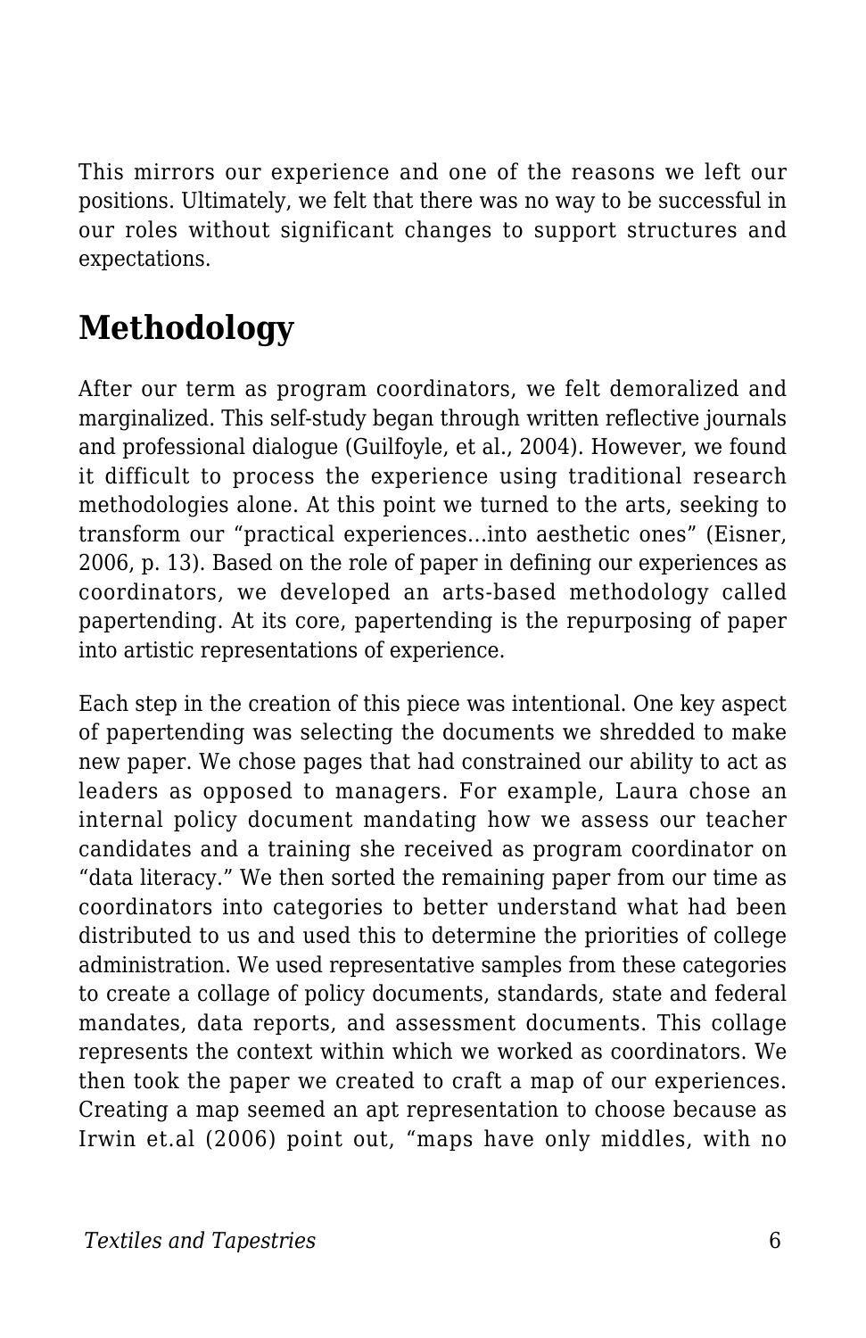This mirrors our experience and one of the reasons we left our positions. Ultimately, we felt that there was no way to be successful in our roles without significant changes to support structures and expectations.

## Methodology

After our term as program coordinators, we felt demoralized and marginalized. This self-study began through written reflective journals and professional dialogue (Guilfoyle, et al., 2004). However, we found it difficult to process the experience using traditional research methodologies alone. At this point we turned to the arts, seeking to transform our "practical experiences…into aesthetic ones" (Eisner, 2006, p. 13). Based on the role of paper in defining our experiences as coordinators, we developed an arts-based methodology called papertending. At its core, papertending is the repurposing of paper into artistic representations of experience.

Each step in the creation of this piece was intentional. One key aspect of papertending was selecting the documents we shredded to make new paper. We chose pages that had constrained our ability to act as leaders as opposed to managers. For example, Laura chose an internal policy document mandating how we assess our teacher candidates and a training she received as program coordinator on "data literacy." We then sorted the remaining paper from our time as coordinators into categories to better understand what had been distributed to us and used this to determine the priorities of college administration. We used representative samples from these categories to create a collage of policy documents, standards, state and federal mandates, data reports, and assessment documents. This collage represents the context within which we worked as coordinators. We then took the paper we created to craft a map of our experiences. Creating a map seemed an apt representation to choose because as Irwin et.al (2006) point out, "maps have only middles, with no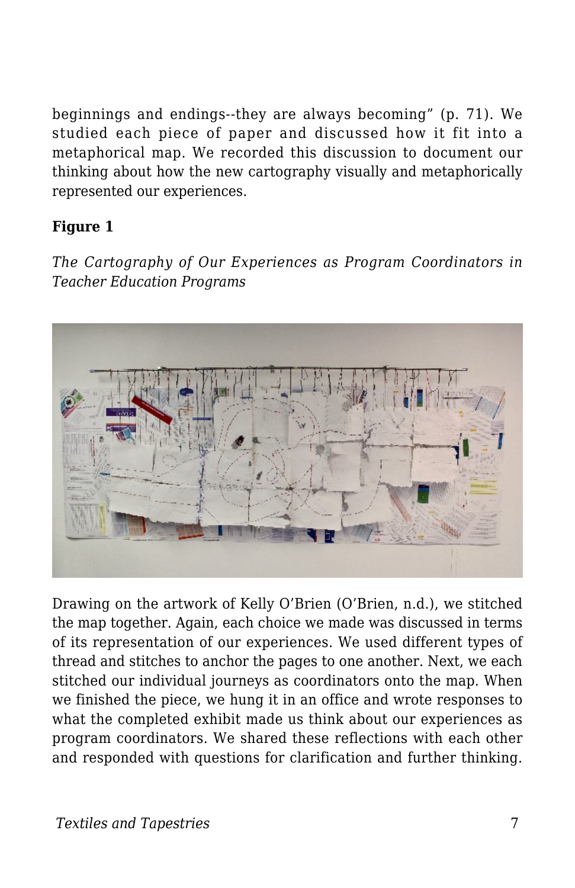beginnings and endings--they are always becoming" (p. 71). We studied each piece of paper and discussed how it fit into a metaphorical map. We recorded this discussion to document our thinking about how the new cartography visually and metaphorically represented our experiences.

**Figure 1**

*The Cartography of Our Experiences as Program Coordinators in Teacher Education Programs*

Drawing on the artwork of Kelly O'Brien (O'Brien, n.d.), we stitched the map together. Again, each choice we made was discussed in terms of its representation of our experiences. We used different types of thread and stitches to anchor the pages to one another. Next, we each stitched our individual journeys as coordinators onto the map. When we finished the piece, we hung it in an office and wrote responses to what the completed exhibit made us think about our experiences as program coordinators. We shared these reflections with each other and responded with questions for clarification and further thinking.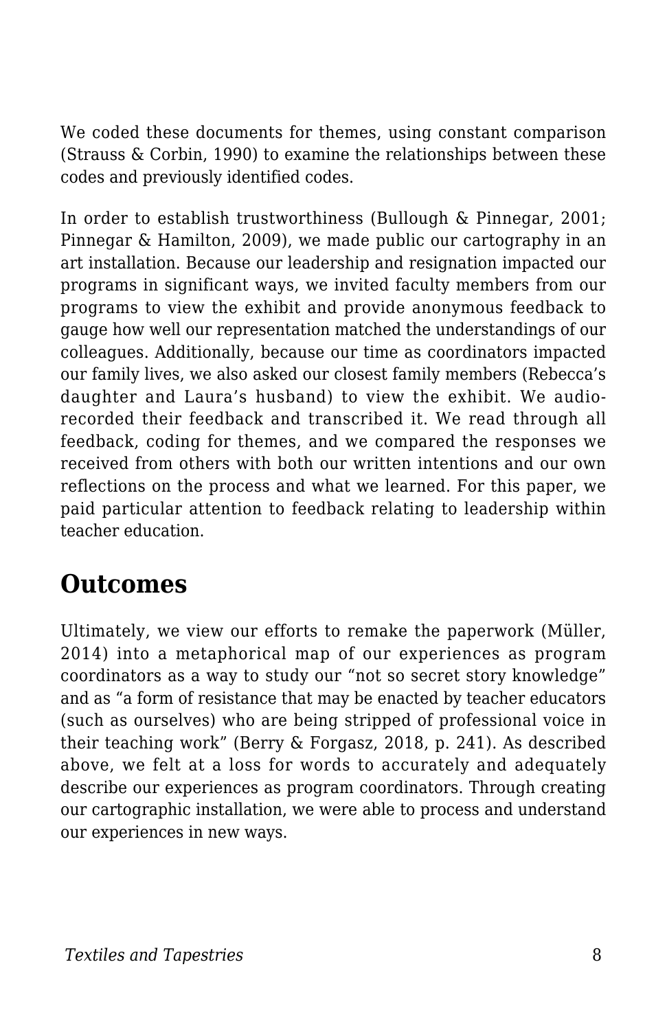We coded these documents for themes, using constant comparison (Strauss & Corbin, 1990) to examine the relationships between these codes and previously identified codes.

In order to establish trustworthiness (Bullough & Pinnegar, 2001; Pinnegar & Hamilton, 2009), we made public our cartography in an art installation. Because our leadership and resignation impacted our programs in significant ways, we invited faculty members from our programs to view the exhibit and provide anonymous feedback to gauge how well our representation matched the understandings of our colleagues. Additionally, because our time as coordinators impacted our family lives, we also asked our closest family members (Rebecca's daughter and Laura's husband) to view the exhibit. We audio-recorded their feedback and transcribed it. We read through all feedback, coding for themes, and we compared the responses we received from others with both our written intentions and our own reflections on the process and what we learned. For this paper, we paid particular attention to feedback relating to leadership within teacher education.

## Outcomes

Ultimately, we view our efforts to remake the paperwork (Müller, 2014) into a metaphorical map of our experiences as program coordinators as a way to study our "not so secret story knowledge" and as "a form of resistance that may be enacted by teacher educators (such as ourselves) who are being stripped of professional voice in their teaching work" (Berry & Forgasz, 2018, p. 241). As described above, we felt at a loss for words to accurately and adequately describe our experiences as program coordinators. Through creating our cartographic installation, we were able to process and understand our experiences in new ways.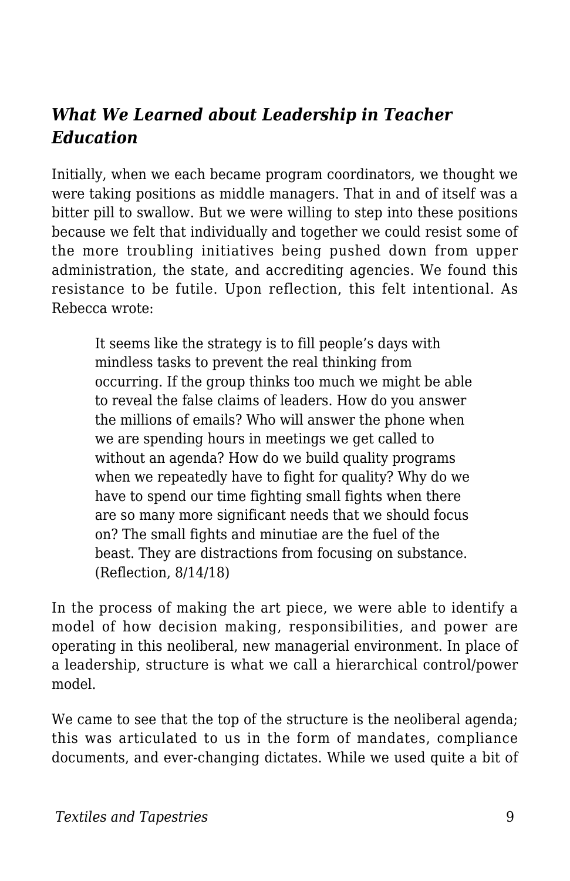### *What We Learned about Leadership in Teacher Education*

Initially, when we each became program coordinators, we thought we were taking positions as middle managers. That in and of itself was a bitter pill to swallow. But we were willing to step into these positions because we felt that individually and together we could resist some of the more troubling initiatives being pushed down from upper administration, the state, and accrediting agencies. We found this resistance to be futile. Upon reflection, this felt intentional. As Rebecca wrote:

> It seems like the strategy is to fill people's days with mindless tasks to prevent the real thinking from occurring. If the group thinks too much we might be able to reveal the false claims of leaders. How do you answer the millions of emails? Who will answer the phone when we are spending hours in meetings we get called to without an agenda? How do we build quality programs when we repeatedly have to fight for quality? Why do we have to spend our time fighting small fights when there are so many more significant needs that we should focus on? The small fights and minutiae are the fuel of the beast. They are distractions from focusing on substance. (Reflection, 8/14/18)

In the process of making the art piece, we were able to identify a model of how decision making, responsibilities, and power are operating in this neoliberal, new managerial environment. In place of a leadership, structure is what we call a hierarchical control/power model.

We came to see that the top of the structure is the neoliberal agenda; this was articulated to us in the form of mandates, compliance documents, and ever-changing dictates. While we used quite a bit of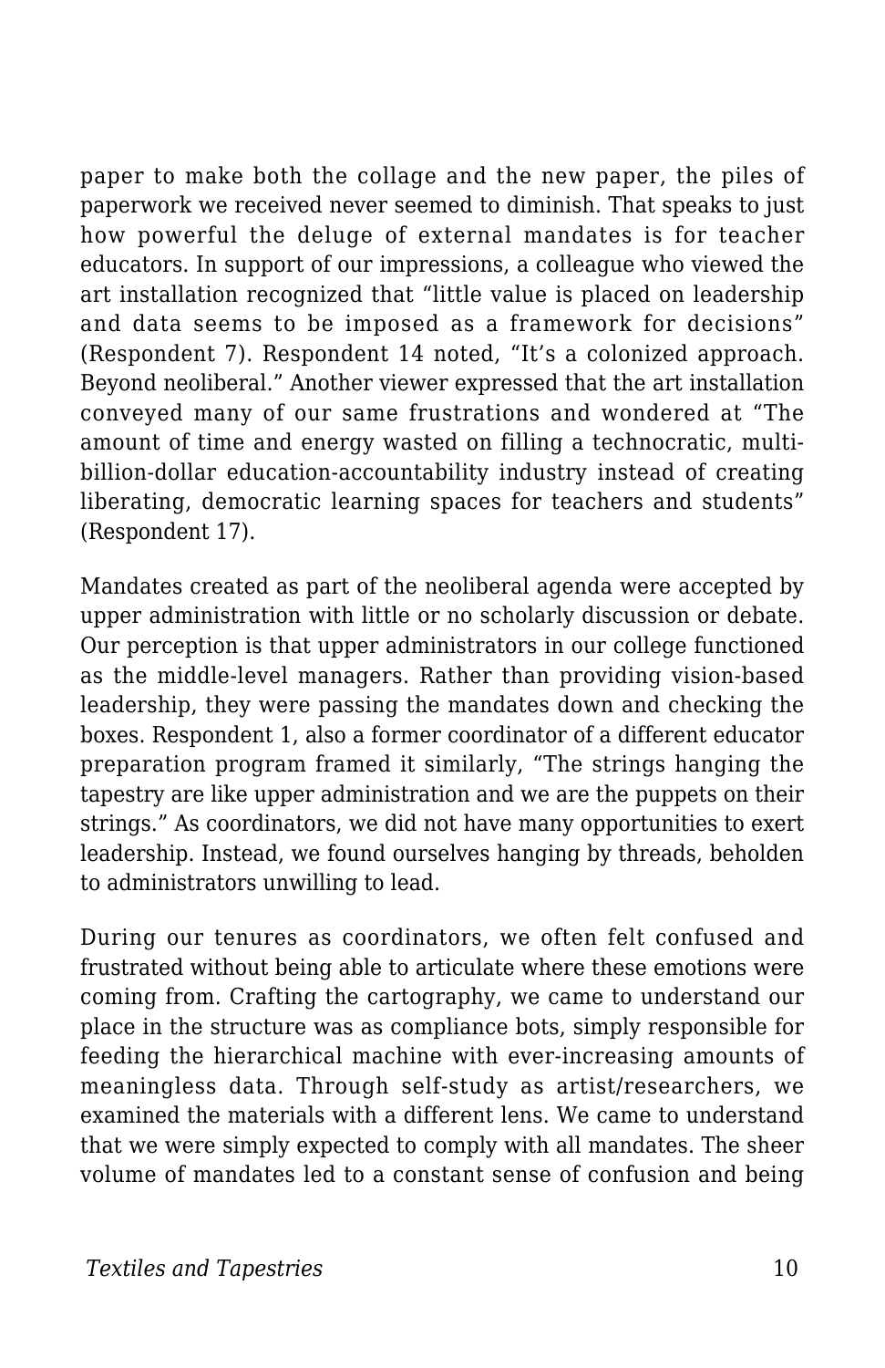paper to make both the collage and the new paper, the piles of paperwork we received never seemed to diminish. That speaks to just how powerful the deluge of external mandates is for teacher educators. In support of our impressions, a colleague who viewed the art installation recognized that "little value is placed on leadership and data seems to be imposed as a framework for decisions" (Respondent 7). Respondent 14 noted, "It's a colonized approach. Beyond neoliberal." Another viewer expressed that the art installation conveyed many of our same frustrations and wondered at "The amount of time and energy wasted on filling a technocratic, multi-billion-dollar education-accountability industry instead of creating liberating, democratic learning spaces for teachers and students" (Respondent 17).

Mandates created as part of the neoliberal agenda were accepted by upper administration with little or no scholarly discussion or debate. Our perception is that upper administrators in our college functioned as the middle-level managers. Rather than providing vision-based leadership, they were passing the mandates down and checking the boxes. Respondent 1, also a former coordinator of a different educator preparation program framed it similarly, "The strings hanging the tapestry are like upper administration and we are the puppets on their strings." As coordinators, we did not have many opportunities to exert leadership. Instead, we found ourselves hanging by threads, beholden to administrators unwilling to lead.

During our tenures as coordinators, we often felt confused and frustrated without being able to articulate where these emotions were coming from. Crafting the cartography, we came to understand our place in the structure was as compliance bots, simply responsible for feeding the hierarchical machine with ever-increasing amounts of meaningless data. Through self-study as artist/researchers, we examined the materials with a different lens. We came to understand that we were simply expected to comply with all mandates. The sheer volume of mandates led to a constant sense of confusion and being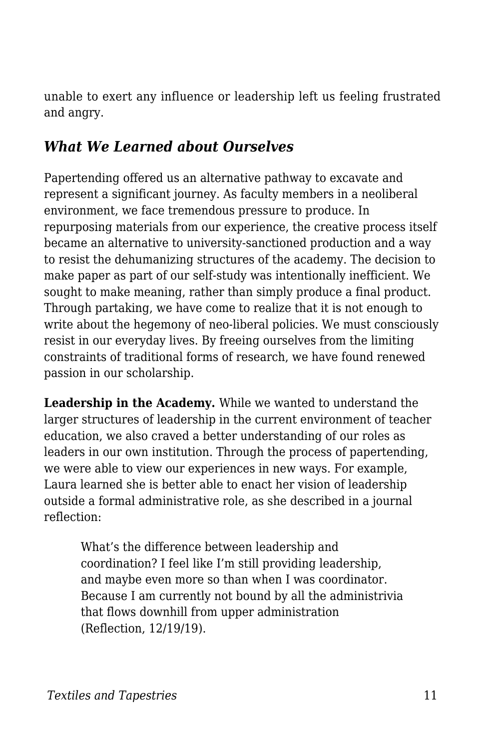unable to exert any influence or leadership left us feeling frustrated and angry.

### *What We Learned about Ourselves*

Papertending offered us an alternative pathway to excavate and represent a significant journey. As faculty members in a neoliberal environment, we face tremendous pressure to produce. In repurposing materials from our experience, the creative process itself became an alternative to university-sanctioned production and a way to resist the dehumanizing structures of the academy. The decision to make paper as part of our self-study was intentionally inefficient. We sought to make meaning, rather than simply produce a final product. Through partaking, we have come to realize that it is not enough to write about the hegemony of neo-liberal policies. We must consciously resist in our everyday lives. By freeing ourselves from the limiting constraints of traditional forms of research, we have found renewed passion in our scholarship.

**Leadership in the Academy.** While we wanted to understand the larger structures of leadership in the current environment of teacher education, we also craved a better understanding of our roles as leaders in our own institution. Through the process of papertending, we were able to view our experiences in new ways. For example, Laura learned she is better able to enact her vision of leadership outside a formal administrative role, as she described in a journal reflection:

> What's the difference between leadership and coordination? I feel like I'm still providing leadership, and maybe even more so than when I was coordinator. Because I am currently not bound by all the administrivia that flows downhill from upper administration (Reflection, 12/19/19).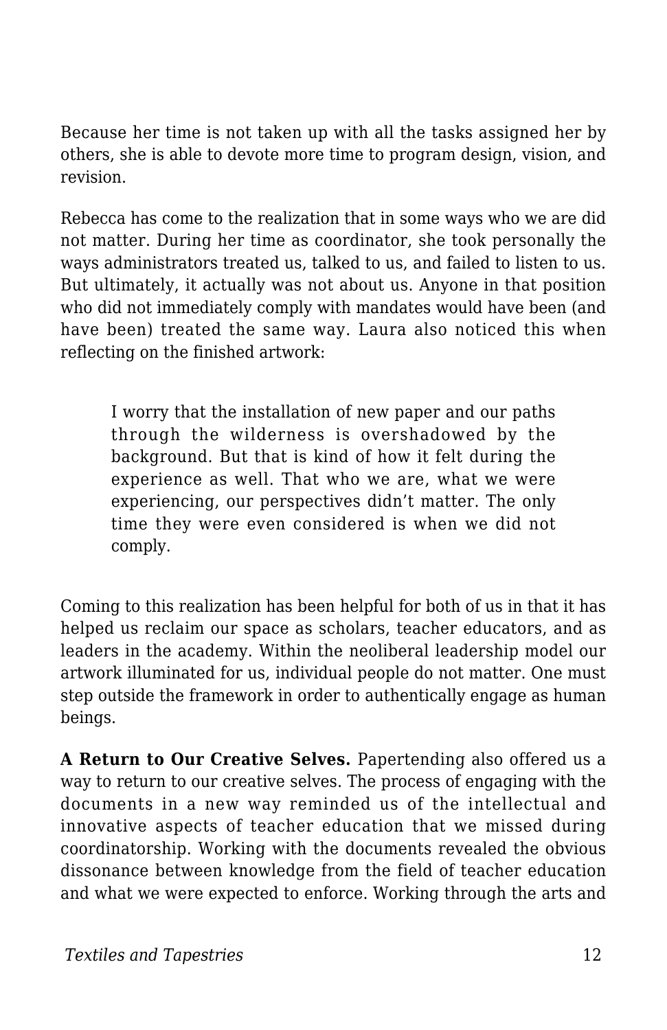Because her time is not taken up with all the tasks assigned her by others, she is able to devote more time to program design, vision, and revision.

Rebecca has come to the realization that in some ways who we are did not matter. During her time as coordinator, she took personally the ways administrators treated us, talked to us, and failed to listen to us. But ultimately, it actually was not about us. Anyone in that position who did not immediately comply with mandates would have been (and have been) treated the same way. Laura also noticed this when reflecting on the finished artwork:

> I worry that the installation of new paper and our paths through the wilderness is overshadowed by the background. But that is kind of how it felt during the experience as well. That who we are, what we were experiencing, our perspectives didn't matter. The only time they were even considered is when we did not comply.

Coming to this realization has been helpful for both of us in that it has helped us reclaim our space as scholars, teacher educators, and as leaders in the academy. Within the neoliberal leadership model our artwork illuminated for us, individual people do not matter. One must step outside the framework in order to authentically engage as human beings.

**A Return to Our Creative Selves.** Papertending also offered us a way to return to our creative selves. The process of engaging with the documents in a new way reminded us of the intellectual and innovative aspects of teacher education that we missed during coordinatorship. Working with the documents revealed the obvious dissonance between knowledge from the field of teacher education and what we were expected to enforce. Working through the arts and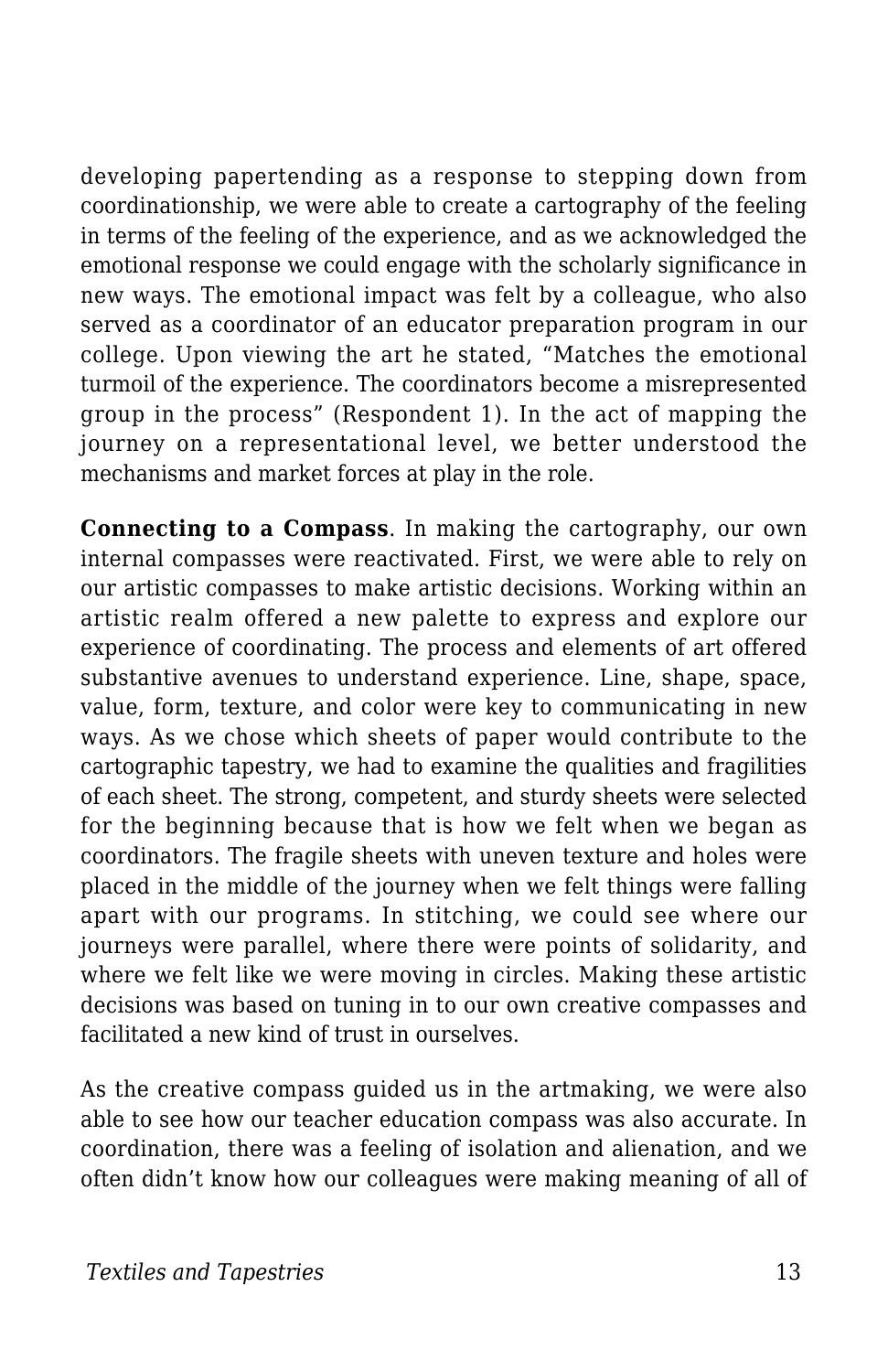developing papertending as a response to stepping down from coordinationship, we were able to create a cartography of the feeling in terms of the feeling of the experience, and as we acknowledged the emotional response we could engage with the scholarly significance in new ways. The emotional impact was felt by a colleague, who also served as a coordinator of an educator preparation program in our college. Upon viewing the art he stated, "Matches the emotional turmoil of the experience. The coordinators become a misrepresented group in the process" (Respondent 1). In the act of mapping the journey on a representational level, we better understood the mechanisms and market forces at play in the role.

**Connecting to a Compass**. In making the cartography, our own internal compasses were reactivated. First, we were able to rely on our artistic compasses to make artistic decisions. Working within an artistic realm offered a new palette to express and explore our experience of coordinating. The process and elements of art offered substantive avenues to understand experience. Line, shape, space, value, form, texture, and color were key to communicating in new ways. As we chose which sheets of paper would contribute to the cartographic tapestry, we had to examine the qualities and fragilities of each sheet. The strong, competent, and sturdy sheets were selected for the beginning because that is how we felt when we began as coordinators. The fragile sheets with uneven texture and holes were placed in the middle of the journey when we felt things were falling apart with our programs. In stitching, we could see where our journeys were parallel, where there were points of solidarity, and where we felt like we were moving in circles. Making these artistic decisions was based on tuning in to our own creative compasses and facilitated a new kind of trust in ourselves.

As the creative compass guided us in the artmaking, we were also able to see how our teacher education compass was also accurate. In coordination, there was a feeling of isolation and alienation, and we often didn't know how our colleagues were making meaning of all of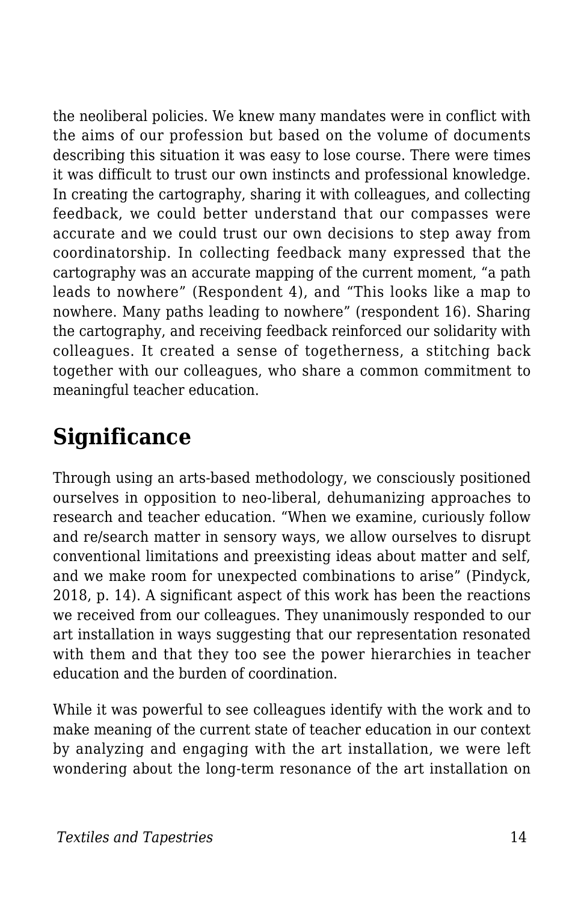the neoliberal policies. We knew many mandates were in conflict with the aims of our profession but based on the volume of documents describing this situation it was easy to lose course. There were times it was difficult to trust our own instincts and professional knowledge. In creating the cartography, sharing it with colleagues, and collecting feedback, we could better understand that our compasses were accurate and we could trust our own decisions to step away from coordinatorship. In collecting feedback many expressed that the cartography was an accurate mapping of the current moment, "a path leads to nowhere" (Respondent 4), and "This looks like a map to nowhere. Many paths leading to nowhere" (respondent 16). Sharing the cartography, and receiving feedback reinforced our solidarity with colleagues. It created a sense of togetherness, a stitching back together with our colleagues, who share a common commitment to meaningful teacher education.

## Significance

Through using an arts-based methodology, we consciously positioned ourselves in opposition to neo-liberal, dehumanizing approaches to research and teacher education. "When we examine, curiously follow and re/search matter in sensory ways, we allow ourselves to disrupt conventional limitations and preexisting ideas about matter and self, and we make room for unexpected combinations to arise" (Pindyck, 2018, p. 14). A significant aspect of this work has been the reactions we received from our colleagues. They unanimously responded to our art installation in ways suggesting that our representation resonated with them and that they too see the power hierarchies in teacher education and the burden of coordination.

While it was powerful to see colleagues identify with the work and to make meaning of the current state of teacher education in our context by analyzing and engaging with the art installation, we were left wondering about the long-term resonance of the art installation on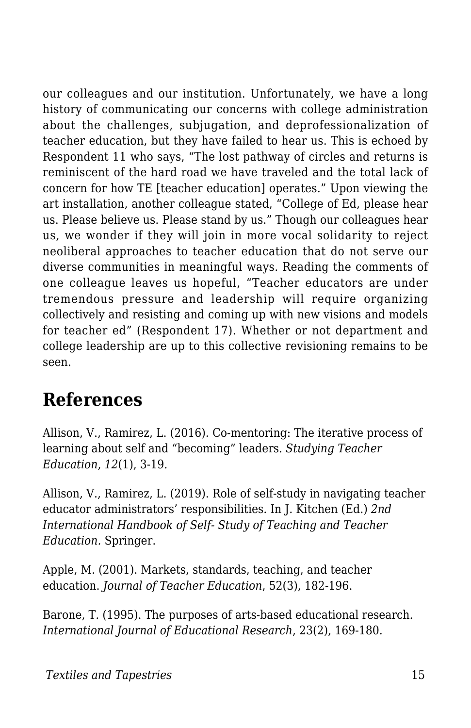our colleagues and our institution. Unfortunately, we have a long history of communicating our concerns with college administration about the challenges, subjugation, and deprofessionalization of teacher education, but they have failed to hear us. This is echoed by Respondent 11 who says, “The lost pathway of circles and returns is reminiscent of the hard road we have traveled and the total lack of concern for how TE [teacher education] operates.” Upon viewing the art installation, another colleague stated, “College of Ed, please hear us. Please believe us. Please stand by us.” Though our colleagues hear us, we wonder if they will join in more vocal solidarity to reject neoliberal approaches to teacher education that do not serve our diverse communities in meaningful ways. Reading the comments of one colleague leaves us hopeful, “Teacher educators are under tremendous pressure and leadership will require organizing collectively and resisting and coming up with new visions and models for teacher ed” (Respondent 17). Whether or not department and college leadership are up to this collective revisioning remains to be seen.

## References

Allison, V., Ramirez, L. (2016). Co-mentoring: The iterative process of learning about self and “becoming” leaders. *Studying Teacher Education*, *12*(1), 3-19.

Allison, V., Ramirez, L. (2019). Role of self-study in navigating teacher educator administrators’ responsibilities. In J. Kitchen (Ed.) *2nd International Handbook of Self- Study of Teaching and Teacher Education.* Springer.

Apple, M. (2001). Markets, standards, teaching, and teacher education. *Journal of Teacher Education*, 52(3), 182-196.

Barone, T. (1995). The purposes of arts-based educational research. *International Journal of Educational Research*, 23(2), 169-180.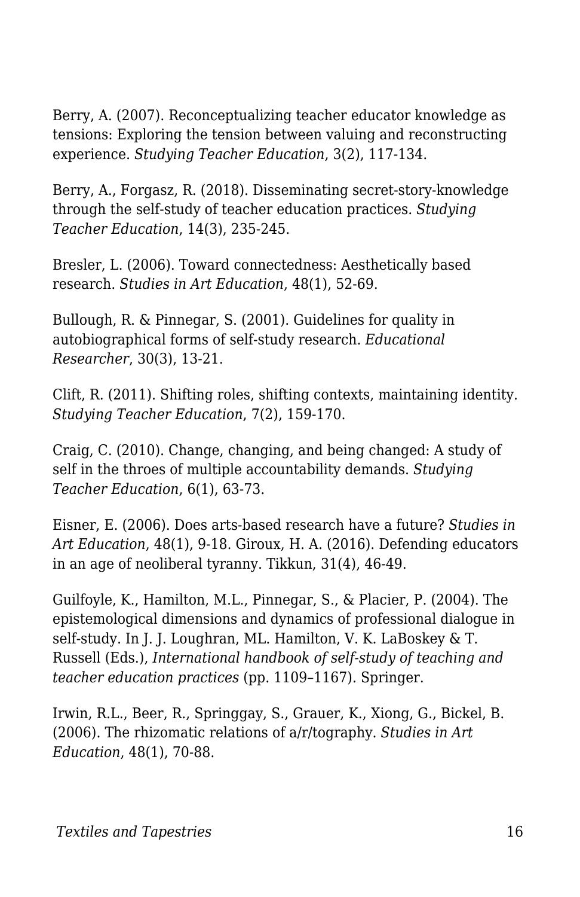Berry, A. (2007). Reconceptualizing teacher educator knowledge as tensions: Exploring the tension between valuing and reconstructing experience. *Studying Teacher Education*, 3(2), 117-134.

Berry, A., Forgasz, R. (2018). Disseminating secret-story-knowledge through the self-study of teacher education practices. *Studying Teacher Education*, 14(3), 235-245.

Bresler, L. (2006). Toward connectedness: Aesthetically based research. *Studies in Art Education*, 48(1), 52-69.

Bullough, R. & Pinnegar, S. (2001). Guidelines for quality in autobiographical forms of self-study research. *Educational Researcher*, 30(3), 13-21.

Clift, R. (2011). Shifting roles, shifting contexts, maintaining identity. *Studying Teacher Education*, 7(2), 159-170.

Craig, C. (2010). Change, changing, and being changed: A study of self in the throes of multiple accountability demands. *Studying Teacher Education*, 6(1), 63-73.

Eisner, E. (2006). Does arts-based research have a future? *Studies in Art Education*, 48(1), 9-18. Giroux, H. A. (2016). Defending educators in an age of neoliberal tyranny. Tikkun, 31(4), 46-49.

Guilfoyle, K., Hamilton, M.L., Pinnegar, S., & Placier, P. (2004). The epistemological dimensions and dynamics of professional dialogue in self-study. In J. J. Loughran, ML. Hamilton, V. K. LaBoskey & T. Russell (Eds.), *International handbook of self-study of teaching and teacher education practices* (pp. 1109–1167). Springer.

Irwin, R.L., Beer, R., Springgay, S., Grauer, K., Xiong, G., Bickel, B. (2006). The rhizomatic relations of a/r/tography. *Studies in Art Education*, 48(1), 70-88.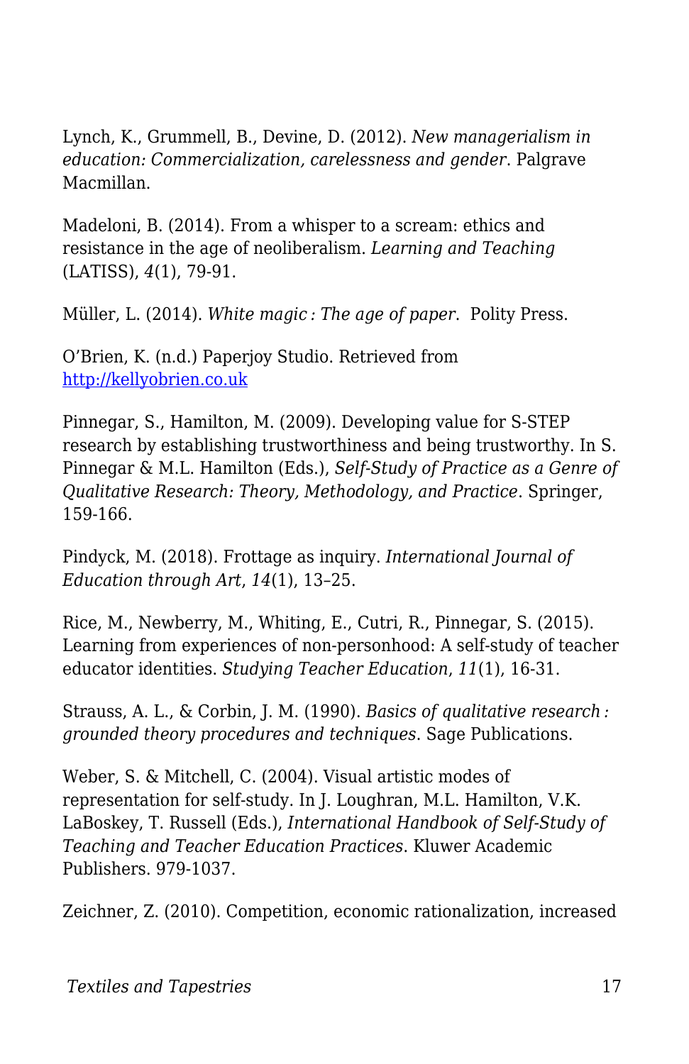Lynch, K., Grummell, B., Devine, D. (2012). *New managerialism in education: Commercialization, carelessness and gender*. Palgrave Macmillan.

Madeloni, B. (2014). From a whisper to a scream: ethics and resistance in the age of neoliberalism. *Learning and Teaching* (LATISS), *4*(1), 79-91.

Müller, L. (2014). *White magic : The age of paper*. Polity Press.

O'Brien, K. (n.d.) Paperjoy Studio. Retrieved from [http://kellyobrien.co.uk](http://kellyobrien.co.uk)

Pinnegar, S., Hamilton, M. (2009). Developing value for S-STEP research by establishing trustworthiness and being trustworthy. In S. Pinnegar & M.L. Hamilton (Eds.), *Self-Study of Practice as a Genre of Qualitative Research: Theory, Methodology, and Practice*. Springer, 159-166.

Pindyck, M. (2018). Frottage as inquiry. *International Journal of Education through Art*, *14*(1), 13–25.

Rice, M., Newberry, M., Whiting, E., Cutri, R., Pinnegar, S. (2015). Learning from experiences of non-personhood: A self-study of teacher educator identities. *Studying Teacher Education*, *11*(1), 16-31.

Strauss, A. L., & Corbin, J. M. (1990). *Basics of qualitative research : grounded theory procedures and techniques*. Sage Publications.

Weber, S. & Mitchell, C. (2004). Visual artistic modes of representation for self-study. In J. Loughran, M.L. Hamilton, V.K. LaBoskey, T. Russell (Eds.), *International Handbook of Self-Study of Teaching and Teacher Education Practices*. Kluwer Academic Publishers. 979-1037.

Zeichner, Z. (2010). Competition, economic rationalization, increased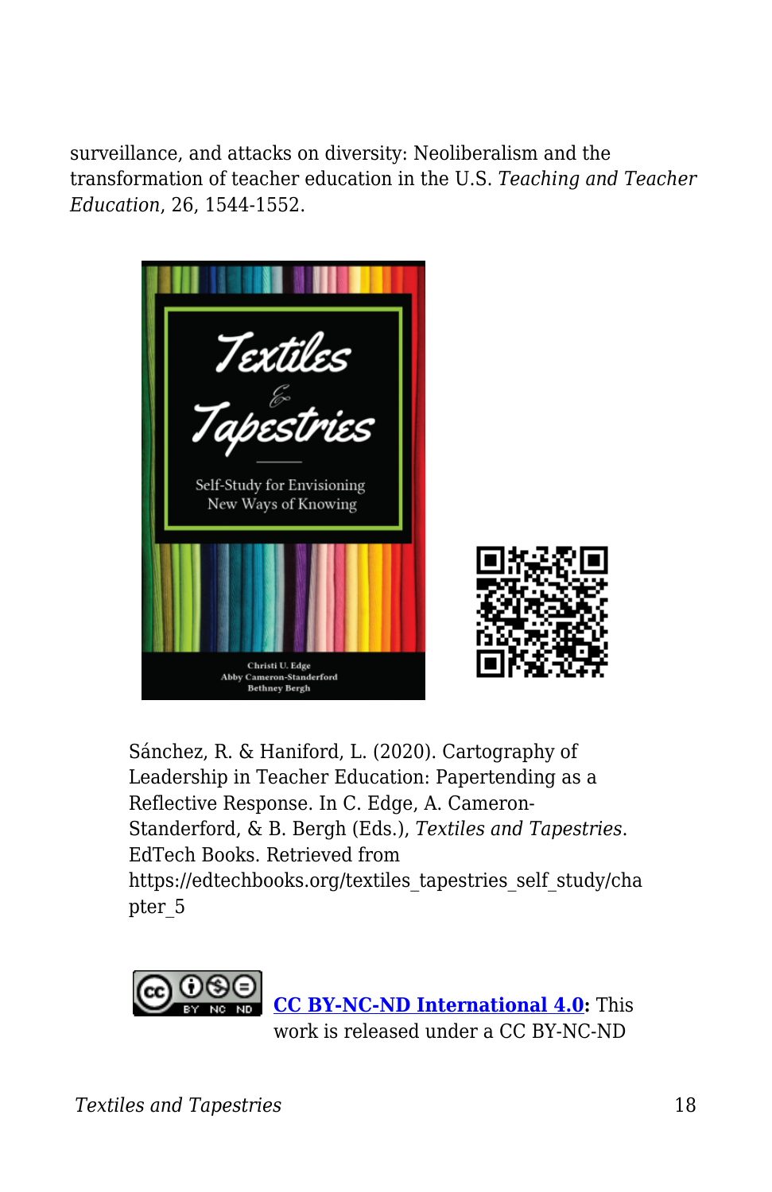surveillance, and attacks on diversity: Neoliberalism and the transformation of teacher education in the U.S. *Teaching and Teacher Education*, 26, 1544-1552.

Sánchez, R. & Haniford, L. (2020). Cartography of Leadership in Teacher Education: Papertending as a Reflective Response. In C. Edge, A. Cameron-Standerford, & B. Bergh (Eds.), *Textiles and Tapestries*. EdTech Books. Retrieved from https://edtechbooks.org/textiles_tapestries_self_study/chapter_5

**CC BY-NC-ND International 4.0:** This work is released under a CC BY-NC-ND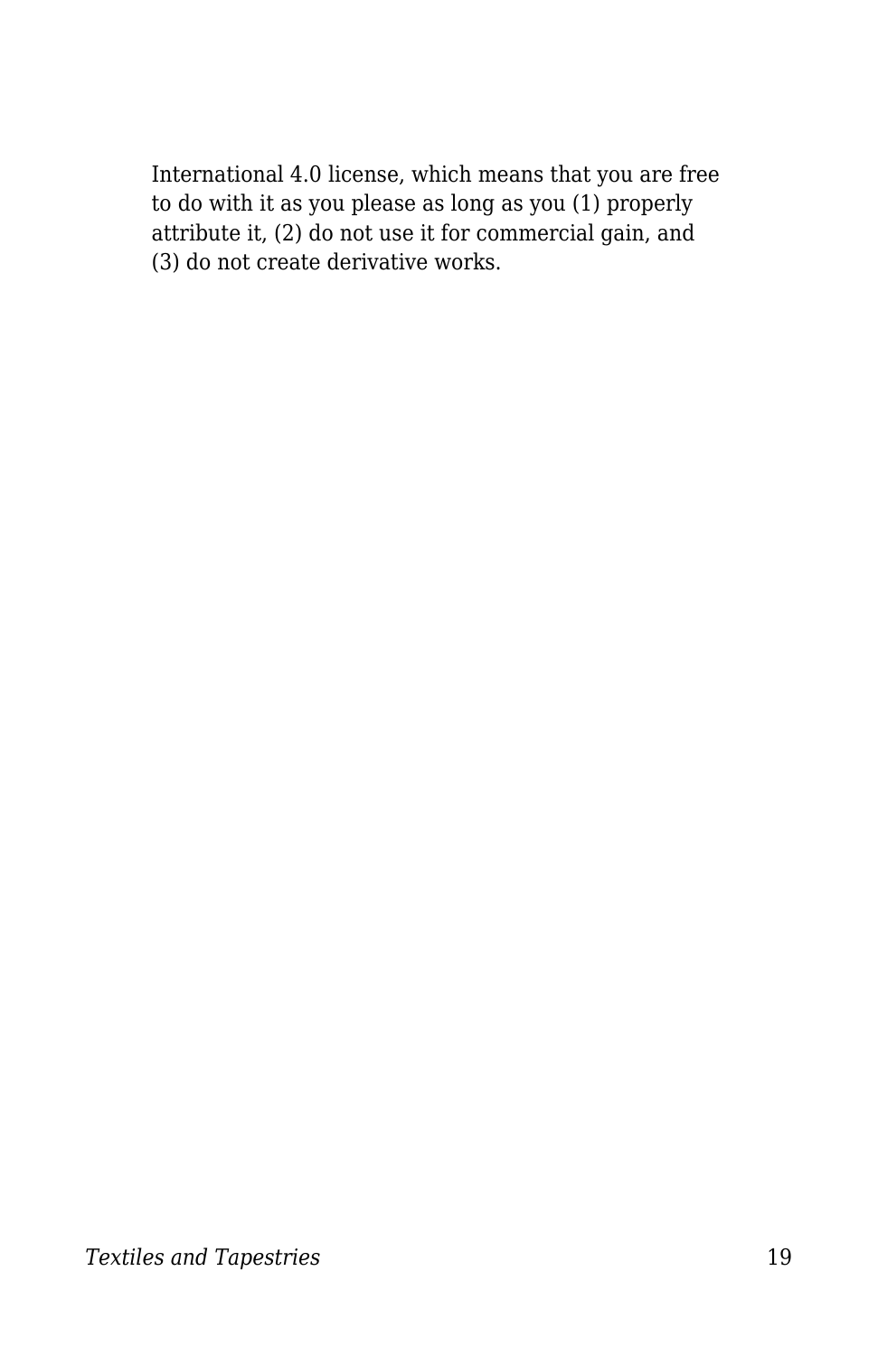International 4.0 license, which means that you are free to do with it as you please as long as you (1) properly attribute it, (2) do not use it for commercial gain, and (3) do not create derivative works.